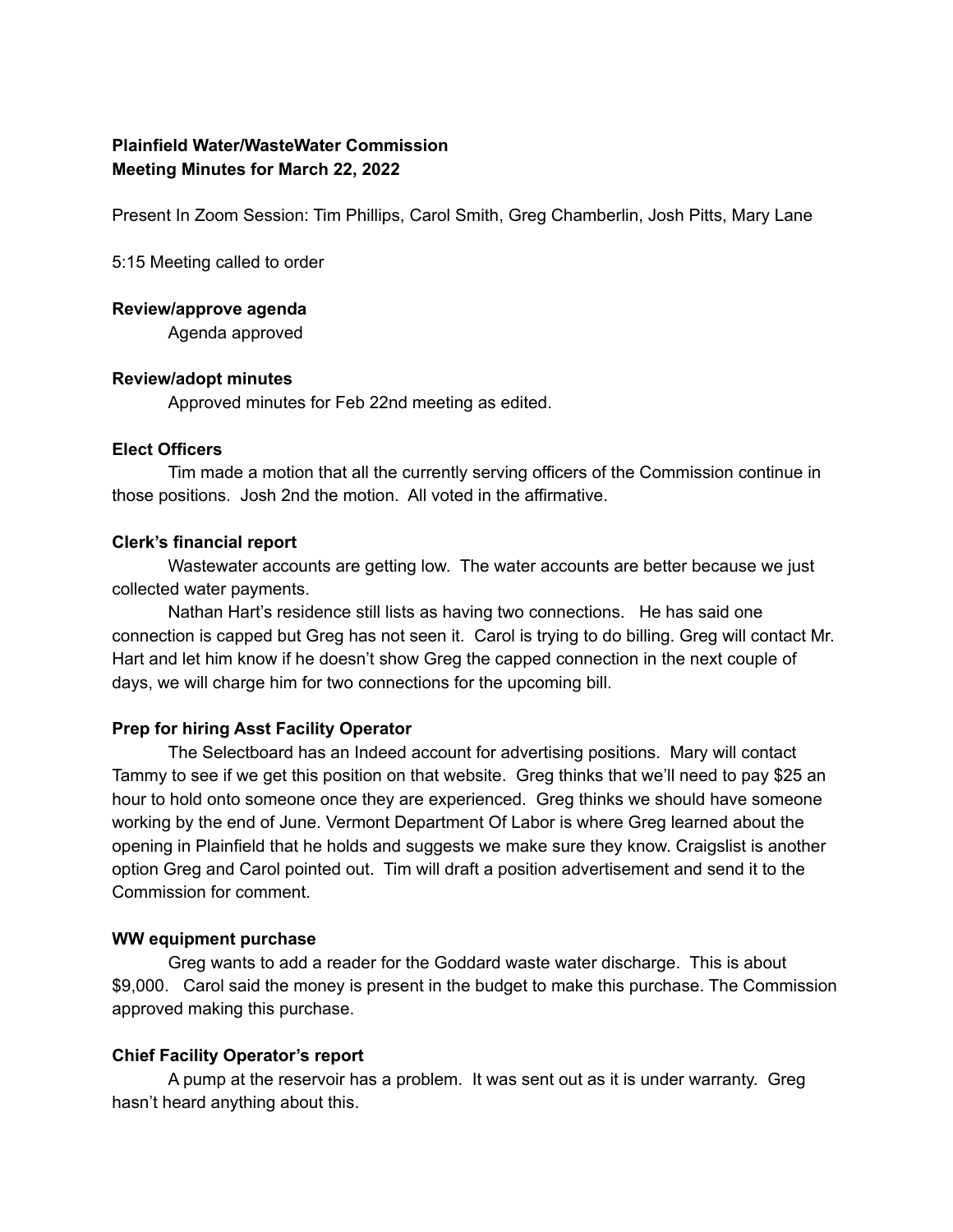**Plainfield Water/WasteWater Commission**
**Meeting Minutes for March 22, 2022**

Present In Zoom Session: Tim Phillips, Carol Smith, Greg Chamberlin, Josh Pitts, Mary Lane

5:15 Meeting called to order

**Review/approve agenda**

Agenda approved

**Review/adopt minutes**

Approved minutes for Feb 22nd meeting as edited.

**Elect Officers**

Tim made a motion that all the currently serving officers of the Commission continue in those positions. Josh 2nd the motion. All voted in the affirmative.

**Clerk's financial report**

Wastewater accounts are getting low. The water accounts are better because we just collected water payments.

Nathan Hart's residence still lists as having two connections. He has said one connection is capped but Greg has not seen it. Carol is trying to do billing. Greg will contact Mr. Hart and let him know if he doesn't show Greg the capped connection in the next couple of days, we will charge him for two connections for the upcoming bill.

**Prep for hiring Asst Facility Operator**

The Selectboard has an Indeed account for advertising positions. Mary will contact Tammy to see if we get this position on that website. Greg thinks that we'll need to pay $25 an hour to hold onto someone once they are experienced. Greg thinks we should have someone working by the end of June. Vermont Department Of Labor is where Greg learned about the opening in Plainfield that he holds and suggests we make sure they know. Craigslist is another option Greg and Carol pointed out. Tim will draft a position advertisement and send it to the Commission for comment.

**WW equipment purchase**

Greg wants to add a reader for the Goddard waste water discharge. This is about $9,000. Carol said the money is present in the budget to make this purchase. The Commission approved making this purchase.

**Chief Facility Operator's report**

A pump at the reservoir has a problem. It was sent out as it is under warranty. Greg hasn't heard anything about this.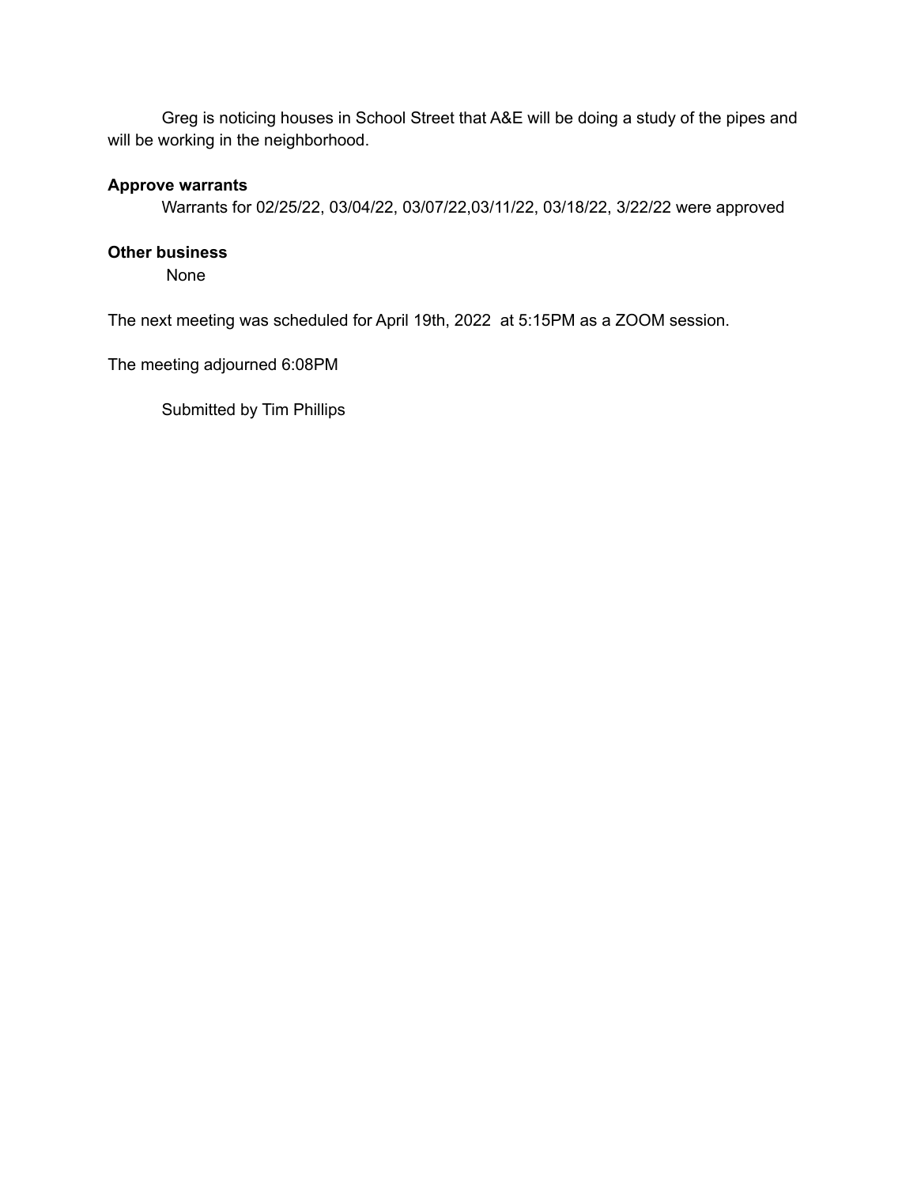Greg is noticing houses in School Street that A&E will be doing a study of the pipes and will be working in the neighborhood.

**Approve warrants**

Warrants for 02/25/22, 03/04/22, 03/07/22,03/11/22, 03/18/22, 3/22/22 were approved

**Other business**

None

The next meeting was scheduled for April 19th, 2022 at 5:15PM as a ZOOM session.

The meeting adjourned 6:08PM

Submitted by Tim Phillips